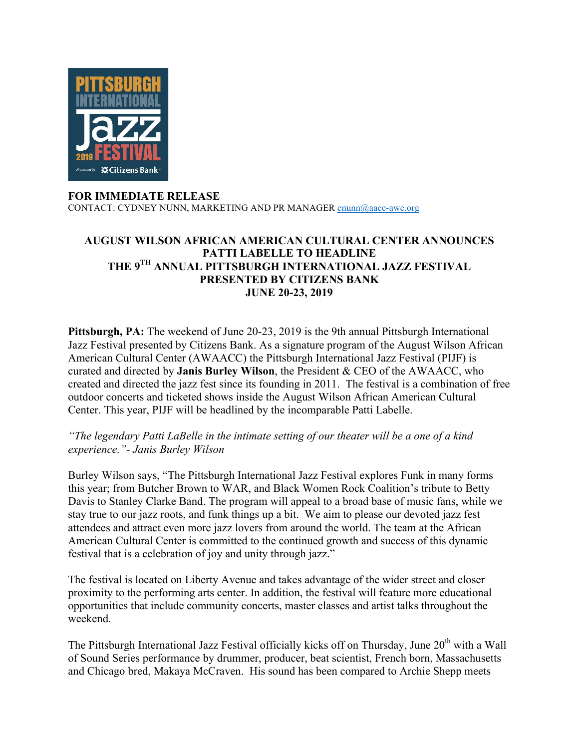**FOR IMMEDIATE RELEASE**
CONTACT: CYDNEY NUNN, MARKETING AND PR MANAGER cnunn@aacc-awc.org

# AUGUST WILSON AFRICAN AMERICAN CULTURAL CENTER ANNOUNCES PATTI LABELLE TO HEADLINE THE 9TH ANNUAL PITTSBURGH INTERNATIONAL JAZZ FESTIVAL PRESENTED BY CITIZENS BANK JUNE 20-23, 2019

**Pittsburgh, PA:** The weekend of June 20-23, 2019 is the 9th annual Pittsburgh International Jazz Festival presented by Citizens Bank. As a signature program of the August Wilson African American Cultural Center (AWAACC) the Pittsburgh International Jazz Festival (PIJF) is curated and directed by **Janis Burley Wilson**, the President & CEO of the AWAACC, who created and directed the jazz fest since its founding in 2011. The festival is a combination of free outdoor concerts and ticketed shows inside the August Wilson African American Cultural Center. This year, PIJF will be headlined by the incomparable Patti Labelle.

*"The legendary Patti LaBelle in the intimate setting of our theater will be a one of a kind experience."- Janis Burley Wilson*

Burley Wilson says, "The Pittsburgh International Jazz Festival explores Funk in many forms this year; from Butcher Brown to WAR, and Black Women Rock Coalition's tribute to Betty Davis to Stanley Clarke Band. The program will appeal to a broad base of music fans, while we stay true to our jazz roots, and funk things up a bit. We aim to please our devoted jazz fest attendees and attract even more jazz lovers from around the world. The team at the African American Cultural Center is committed to the continued growth and success of this dynamic festival that is a celebration of joy and unity through jazz."

The festival is located on Liberty Avenue and takes advantage of the wider street and closer proximity to the performing arts center. In addition, the festival will feature more educational opportunities that include community concerts, master classes and artist talks throughout the weekend.

The Pittsburgh International Jazz Festival officially kicks off on Thursday, June 20th with a Wall of Sound Series performance by drummer, producer, beat scientist, French born, Massachusetts and Chicago bred, Makaya McCraven. His sound has been compared to Archie Shepp meets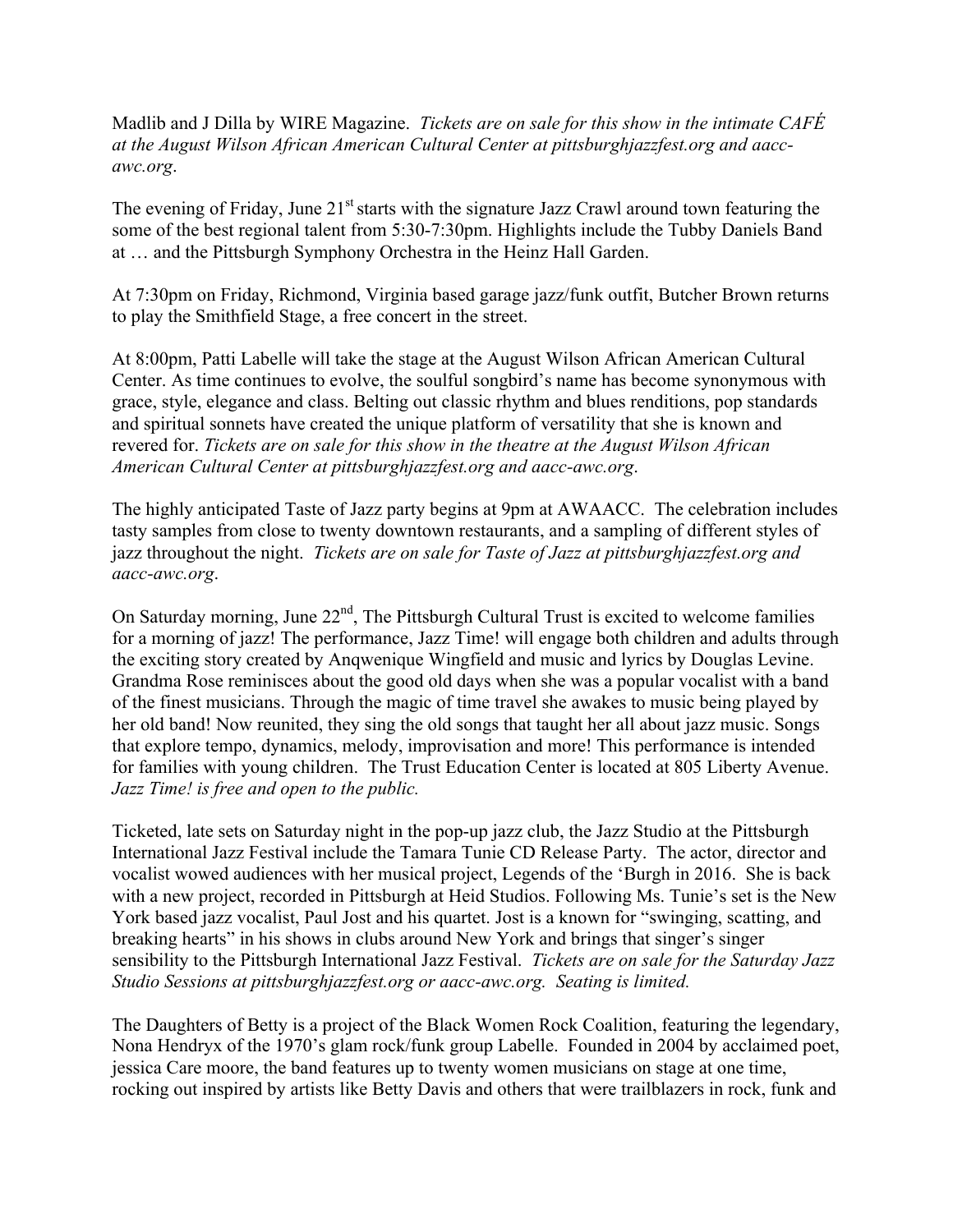Madlib and J Dilla by WIRE Magazine. *Tickets are on sale for this show in the intimate CAFÉ at the August Wilson African American Cultural Center at pittsburghjazzfest.org and aacc-awc.org*.

The evening of Friday, June 21st starts with the signature Jazz Crawl around town featuring the some of the best regional talent from 5:30-7:30pm. Highlights include the Tubby Daniels Band at … and the Pittsburgh Symphony Orchestra in the Heinz Hall Garden.

At 7:30pm on Friday, Richmond, Virginia based garage jazz/funk outfit, Butcher Brown returns to play the Smithfield Stage, a free concert in the street.

At 8:00pm, Patti Labelle will take the stage at the August Wilson African American Cultural Center. As time continues to evolve, the soulful songbird's name has become synonymous with grace, style, elegance and class. Belting out classic rhythm and blues renditions, pop standards and spiritual sonnets have created the unique platform of versatility that she is known and revered for. *Tickets are on sale for this show in the theatre at the August Wilson African American Cultural Center at pittsburghjazzfest.org and aacc-awc.org*.

The highly anticipated Taste of Jazz party begins at 9pm at AWAACC. The celebration includes tasty samples from close to twenty downtown restaurants, and a sampling of different styles of jazz throughout the night. *Tickets are on sale for Taste of Jazz at pittsburghjazzfest.org and aacc-awc.org*.

On Saturday morning, June 22nd, The Pittsburgh Cultural Trust is excited to welcome families for a morning of jazz! The performance, Jazz Time! will engage both children and adults through the exciting story created by Anqwenique Wingfield and music and lyrics by Douglas Levine. Grandma Rose reminisces about the good old days when she was a popular vocalist with a band of the finest musicians. Through the magic of time travel she awakes to music being played by her old band! Now reunited, they sing the old songs that taught her all about jazz music. Songs that explore tempo, dynamics, melody, improvisation and more! This performance is intended for families with young children. The Trust Education Center is located at 805 Liberty Avenue. *Jazz Time! is free and open to the public.*

Ticketed, late sets on Saturday night in the pop-up jazz club, the Jazz Studio at the Pittsburgh International Jazz Festival include the Tamara Tunie CD Release Party. The actor, director and vocalist wowed audiences with her musical project, Legends of the 'Burgh in 2016. She is back with a new project, recorded in Pittsburgh at Heid Studios. Following Ms. Tunie's set is the New York based jazz vocalist, Paul Jost and his quartet. Jost is a known for "swinging, scatting, and breaking hearts" in his shows in clubs around New York and brings that singer's singer sensibility to the Pittsburgh International Jazz Festival. *Tickets are on sale for the Saturday Jazz Studio Sessions at pittsburghjazzfest.org or aacc-awc.org. Seating is limited.*

The Daughters of Betty is a project of the Black Women Rock Coalition, featuring the legendary, Nona Hendryx of the 1970's glam rock/funk group Labelle. Founded in 2004 by acclaimed poet, jessica Care moore, the band features up to twenty women musicians on stage at one time, rocking out inspired by artists like Betty Davis and others that were trailblazers in rock, funk and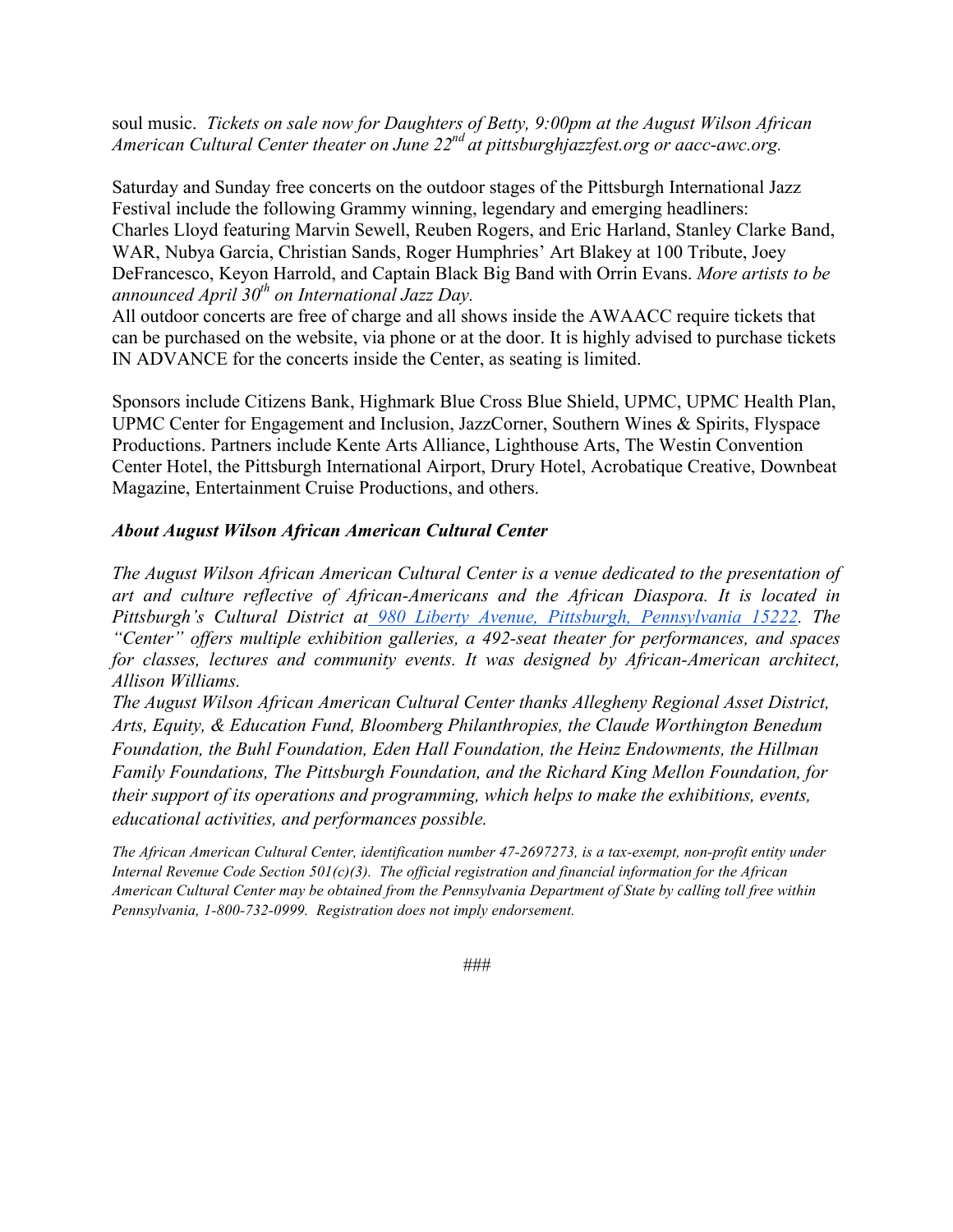soul music. *Tickets on sale now for Daughters of Betty, 9:00pm at the August Wilson African American Cultural Center theater on June 22nd at pittsburghjazzfest.org or aacc-awc.org.*

Saturday and Sunday free concerts on the outdoor stages of the Pittsburgh International Jazz Festival include the following Grammy winning, legendary and emerging headliners: Charles Lloyd featuring Marvin Sewell, Reuben Rogers, and Eric Harland, Stanley Clarke Band, WAR, Nubya Garcia, Christian Sands, Roger Humphries' Art Blakey at 100 Tribute, Joey DeFrancesco, Keyon Harrold, and Captain Black Big Band with Orrin Evans. *More artists to be announced April 30th on International Jazz Day.*
All outdoor concerts are free of charge and all shows inside the AWAACC require tickets that can be purchased on the website, via phone or at the door. It is highly advised to purchase tickets IN ADVANCE for the concerts inside the Center, as seating is limited.

Sponsors include Citizens Bank, Highmark Blue Cross Blue Shield, UPMC, UPMC Health Plan, UPMC Center for Engagement and Inclusion, JazzCorner, Southern Wines & Spirits, Flyspace Productions. Partners include Kente Arts Alliance, Lighthouse Arts, The Westin Convention Center Hotel, the Pittsburgh International Airport, Drury Hotel, Acrobatique Creative, Downbeat Magazine, Entertainment Cruise Productions, and others.

***About August Wilson African American Cultural Center***

*The August Wilson African American Cultural Center is a venue dedicated to the presentation of art and culture reflective of African-Americans and the African Diaspora. It is located in Pittsburgh's Cultural District at 980 Liberty Avenue, Pittsburgh, Pennsylvania 15222. The "Center" offers multiple exhibition galleries, a 492-seat theater for performances, and spaces for classes, lectures and community events. It was designed by African-American architect, Allison Williams.*
*The August Wilson African American Cultural Center thanks Allegheny Regional Asset District, Arts, Equity, & Education Fund, Bloomberg Philanthropies, the Claude Worthington Benedum Foundation, the Buhl Foundation, Eden Hall Foundation, the Heinz Endowments, the Hillman Family Foundations, The Pittsburgh Foundation, and the Richard King Mellon Foundation, for their support of its operations and programming, which helps to make the exhibitions, events, educational activities, and performances possible.*

*The African American Cultural Center, identification number 47-2697273, is a tax-exempt, non-profit entity under Internal Revenue Code Section 501(c)(3). The official registration and financial information for the African American Cultural Center may be obtained from the Pennsylvania Department of State by calling toll free within Pennsylvania, 1-800-732-0999. Registration does not imply endorsement.*

###